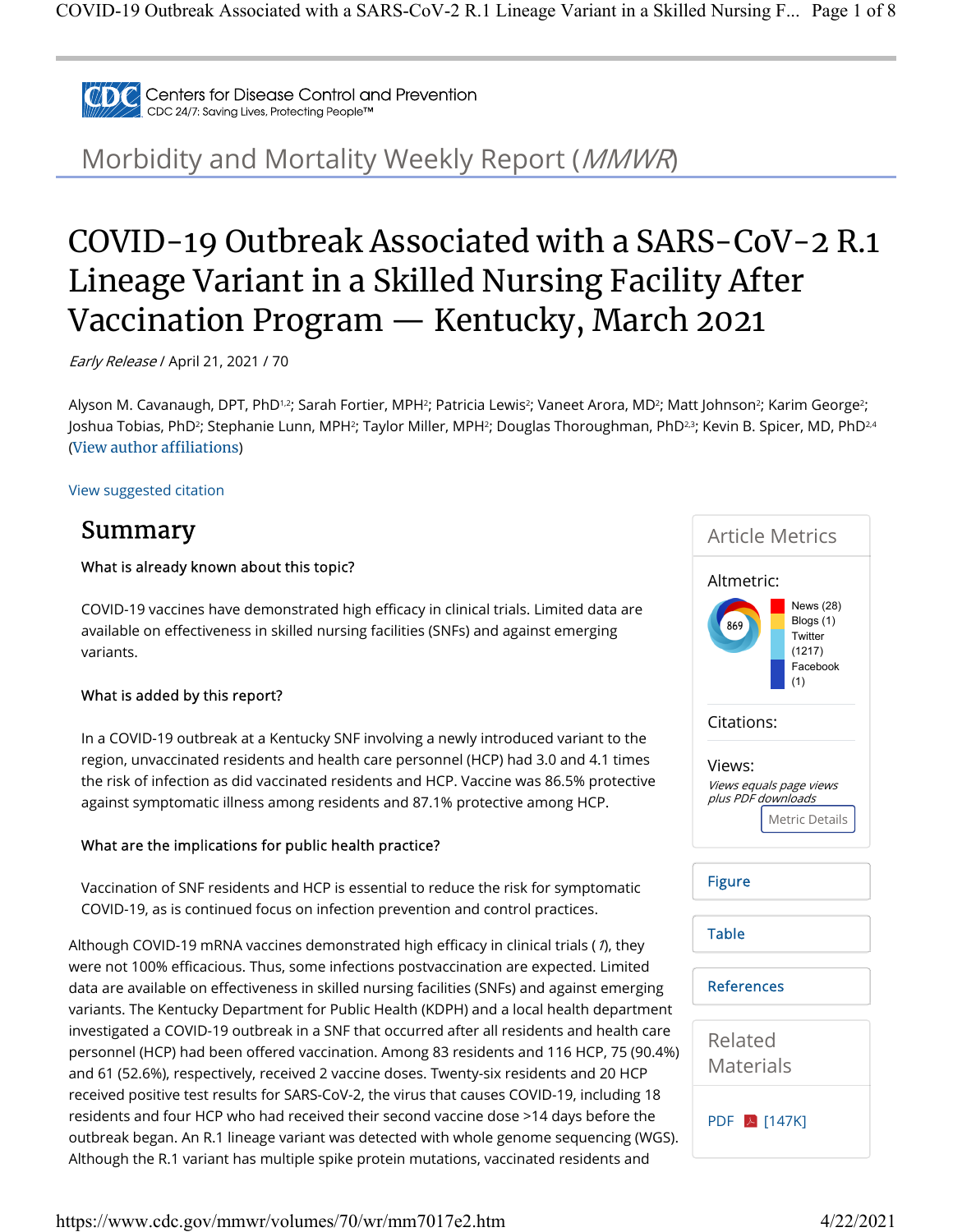Centers for Disease Control and Prevention

CDC 24/7: Saving Lives, Protecting People™

Morbidity and Mortality Weekly Report (*MMWR*)

# COVID-19 Outbreak Associated with a SARS-CoV-2 R.1 Lineage Variant in a Skilled Nursing Facility After Vaccination Program — Kentucky, March 2021

*Early Release* / April 21, 2021 / 70

Alyson M. Cavanaugh, DPT, PhD[1,2]; Sarah Fortier, MPH[2]; Patricia Lewis[2]; Vaneet Arora, MD[2]; Matt Johnson[2]; Karim George[2]; Joshua Tobias, PhD[2]; Stephanie Lunn, MPH[2]; Taylor Miller, MPH[2]; Douglas Thoroughman, PhD[2,3]; Kevin B. Spicer, MD, PhD[2,4] (View author affiliations)

View suggested citation

## Summary

**What is already known about this topic?**

COVID-19 vaccines have demonstrated high efficacy in clinical trials. Limited data are available on effectiveness in skilled nursing facilities (SNFs) and against emerging variants.

**What is added by this report?**

In a COVID-19 outbreak at a Kentucky SNF involving a newly introduced variant to the region, unvaccinated residents and health care personnel (HCP) had 3.0 and 4.1 times the risk of infection as did vaccinated residents and HCP. Vaccine was 86.5% protective against symptomatic illness among residents and 87.1% protective among HCP.

**What are the implications for public health practice?**

Vaccination of SNF residents and HCP is essential to reduce the risk for symptomatic COVID-19, as is continued focus on infection prevention and control practices.

Although COVID-19 mRNA vaccines demonstrated high efficacy in clinical trials (*1*), they were not 100% efficacious. Thus, some infections postvaccination are expected. Limited data are available on effectiveness in skilled nursing facilities (SNFs) and against emerging variants. The Kentucky Department for Public Health (KDPH) and a local health department investigated a COVID-19 outbreak in a SNF that occurred after all residents and health care personnel (HCP) had been offered vaccination. Among 83 residents and 116 HCP, 75 (90.4%) and 61 (52.6%), respectively, received 2 vaccine doses. Twenty-six residents and 20 HCP received positive test results for SARS-CoV-2, the virus that causes COVID-19, including 18 residents and four HCP who had received their second vaccine dose >14 days before the outbreak began. An R.1 lineage variant was detected with whole genome sequencing (WGS). Although the R.1 variant has multiple spike protein mutations, vaccinated residents and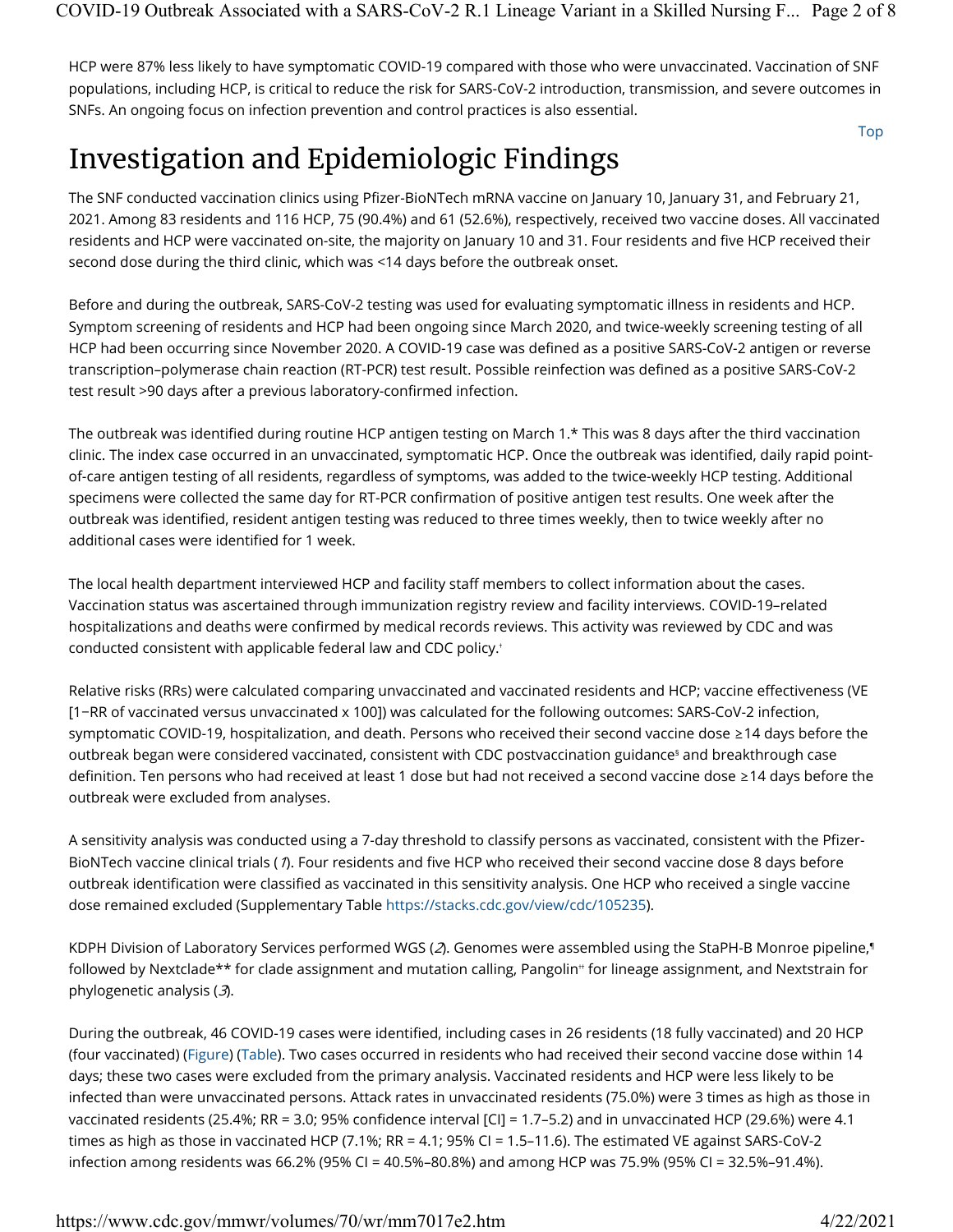HCP were 87% less likely to have symptomatic COVID-19 compared with those who were unvaccinated. Vaccination of SNF populations, including HCP, is critical to reduce the risk for SARS-CoV-2 introduction, transmission, and severe outcomes in SNFs. An ongoing focus on infection prevention and control practices is also essential.

Top

# Investigation and Epidemiologic Findings

The SNF conducted vaccination clinics using Pfizer-BioNTech mRNA vaccine on January 10, January 31, and February 21, 2021. Among 83 residents and 116 HCP, 75 (90.4%) and 61 (52.6%), respectively, received two vaccine doses. All vaccinated residents and HCP were vaccinated on-site, the majority on January 10 and 31. Four residents and five HCP received their second dose during the third clinic, which was <14 days before the outbreak onset.

Before and during the outbreak, SARS-CoV-2 testing was used for evaluating symptomatic illness in residents and HCP. Symptom screening of residents and HCP had been ongoing since March 2020, and twice-weekly screening testing of all HCP had been occurring since November 2020. A COVID-19 case was defined as a positive SARS-CoV-2 antigen or reverse transcription–polymerase chain reaction (RT-PCR) test result. Possible reinfection was defined as a positive SARS-CoV-2 test result >90 days after a previous laboratory-confirmed infection.

The outbreak was identified during routine HCP antigen testing on March 1.* This was 8 days after the third vaccination clinic. The index case occurred in an unvaccinated, symptomatic HCP. Once the outbreak was identified, daily rapid point-of-care antigen testing of all residents, regardless of symptoms, was added to the twice-weekly HCP testing. Additional specimens were collected the same day for RT-PCR confirmation of positive antigen test results. One week after the outbreak was identified, resident antigen testing was reduced to three times weekly, then to twice weekly after no additional cases were identified for 1 week.

The local health department interviewed HCP and facility staff members to collect information about the cases. Vaccination status was ascertained through immunization registry review and facility interviews. COVID-19–related hospitalizations and deaths were confirmed by medical records reviews. This activity was reviewed by CDC and was conducted consistent with applicable federal law and CDC policy.[†]

Relative risks (RRs) were calculated comparing unvaccinated and vaccinated residents and HCP; vaccine effectiveness (VE [1−RR of vaccinated versus unvaccinated x 100]) was calculated for the following outcomes: SARS-CoV-2 infection, symptomatic COVID-19, hospitalization, and death. Persons who received their second vaccine dose ≥14 days before the outbreak began were considered vaccinated, consistent with CDC postvaccination guidance[§] and breakthrough case definition. Ten persons who had received at least 1 dose but had not received a second vaccine dose ≥14 days before the outbreak were excluded from analyses.

A sensitivity analysis was conducted using a 7-day threshold to classify persons as vaccinated, consistent with the Pfizer-BioNTech vaccine clinical trials (*1*). Four residents and five HCP who received their second vaccine dose 8 days before outbreak identification were classified as vaccinated in this sensitivity analysis. One HCP who received a single vaccine dose remained excluded (Supplementary Table https://stacks.cdc.gov/view/cdc/105235).

KDPH Division of Laboratory Services performed WGS (*2*). Genomes were assembled using the StaPH-B Monroe pipeline,[¶] followed by Nextclade** for clade assignment and mutation calling, Pangolin[††] for lineage assignment, and Nextstrain for phylogenetic analysis (*3*).

During the outbreak, 46 COVID-19 cases were identified, including cases in 26 residents (18 fully vaccinated) and 20 HCP (four vaccinated) (Figure) (Table). Two cases occurred in residents who had received their second vaccine dose within 14 days; these two cases were excluded from the primary analysis. Vaccinated residents and HCP were less likely to be infected than were unvaccinated persons. Attack rates in unvaccinated residents (75.0%) were 3 times as high as those in vaccinated residents (25.4%; RR = 3.0; 95% confidence interval [CI] = 1.7–5.2) and in unvaccinated HCP (29.6%) were 4.1 times as high as those in vaccinated HCP (7.1%; RR = 4.1; 95% CI = 1.5–11.6). The estimated VE against SARS-CoV-2 infection among residents was 66.2% (95% CI = 40.5%–80.8%) and among HCP was 75.9% (95% CI = 32.5%–91.4%).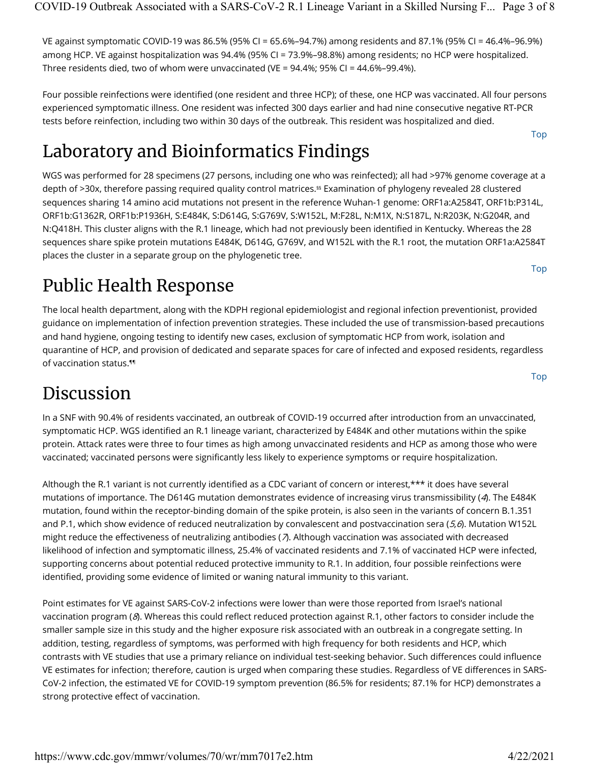VE against symptomatic COVID-19 was 86.5% (95% CI = 65.6%–94.7%) among residents and 87.1% (95% CI = 46.4%–96.9%) among HCP. VE against hospitalization was 94.4% (95% CI = 73.9%–98.8%) among residents; no HCP were hospitalized. Three residents died, two of whom were unvaccinated (VE = 94.4%; 95% CI = 44.6%–99.4%).

Four possible reinfections were identified (one resident and three HCP); of these, one HCP was vaccinated. All four persons experienced symptomatic illness. One resident was infected 300 days earlier and had nine consecutive negative RT-PCR tests before reinfection, including two within 30 days of the outbreak. This resident was hospitalized and died.

Top

# Laboratory and Bioinformatics Findings

WGS was performed for 28 specimens (27 persons, including one who was reinfected); all had >97% genome coverage at a depth of >30x, therefore passing required quality control matrices.[§§] Examination of phylogeny revealed 28 clustered sequences sharing 14 amino acid mutations not present in the reference Wuhan-1 genome: ORF1a:A2584T, ORF1b:P314L, ORF1b:G1362R, ORF1b:P1936H, S:E484K, S:D614G, S:G769V, S:W152L, M:F28L, N:M1X, N:S187L, N:R203K, N:G204R, and N:Q418H. This cluster aligns with the R.1 lineage, which had not previously been identified in Kentucky. Whereas the 28 sequences share spike protein mutations E484K, D614G, G769V, and W152L with the R.1 root, the mutation ORF1a:A2584T places the cluster in a separate group on the phylogenetic tree.

Top

# Public Health Response

The local health department, along with the KDPH regional epidemiologist and regional infection preventionist, provided guidance on implementation of infection prevention strategies. These included the use of transmission-based precautions and hand hygiene, ongoing testing to identify new cases, exclusion of symptomatic HCP from work, isolation and quarantine of HCP, and provision of dedicated and separate spaces for care of infected and exposed residents, regardless of vaccination status.[¶¶]

Top

# Discussion

In a SNF with 90.4% of residents vaccinated, an outbreak of COVID-19 occurred after introduction from an unvaccinated, symptomatic HCP. WGS identified an R.1 lineage variant, characterized by E484K and other mutations within the spike protein. Attack rates were three to four times as high among unvaccinated residents and HCP as among those who were vaccinated; vaccinated persons were significantly less likely to experience symptoms or require hospitalization.

Although the R.1 variant is not currently identified as a CDC variant of concern or interest,*** it does have several mutations of importance. The D614G mutation demonstrates evidence of increasing virus transmissibility (*4*). The E484K mutation, found within the receptor-binding domain of the spike protein, is also seen in the variants of concern B.1.351 and P.1, which show evidence of reduced neutralization by convalescent and postvaccination sera (*5,6*). Mutation W152L might reduce the effectiveness of neutralizing antibodies (*7*). Although vaccination was associated with decreased likelihood of infection and symptomatic illness, 25.4% of vaccinated residents and 7.1% of vaccinated HCP were infected, supporting concerns about potential reduced protective immunity to R.1. In addition, four possible reinfections were identified, providing some evidence of limited or waning natural immunity to this variant.

Point estimates for VE against SARS-CoV-2 infections were lower than were those reported from Israel's national vaccination program (*8*). Whereas this could reflect reduced protection against R.1, other factors to consider include the smaller sample size in this study and the higher exposure risk associated with an outbreak in a congregate setting. In addition, testing, regardless of symptoms, was performed with high frequency for both residents and HCP, which contrasts with VE studies that use a primary reliance on individual test-seeking behavior. Such differences could influence VE estimates for infection; therefore, caution is urged when comparing these studies. Regardless of VE differences in SARS-CoV-2 infection, the estimated VE for COVID-19 symptom prevention (86.5% for residents; 87.1% for HCP) demonstrates a strong protective effect of vaccination.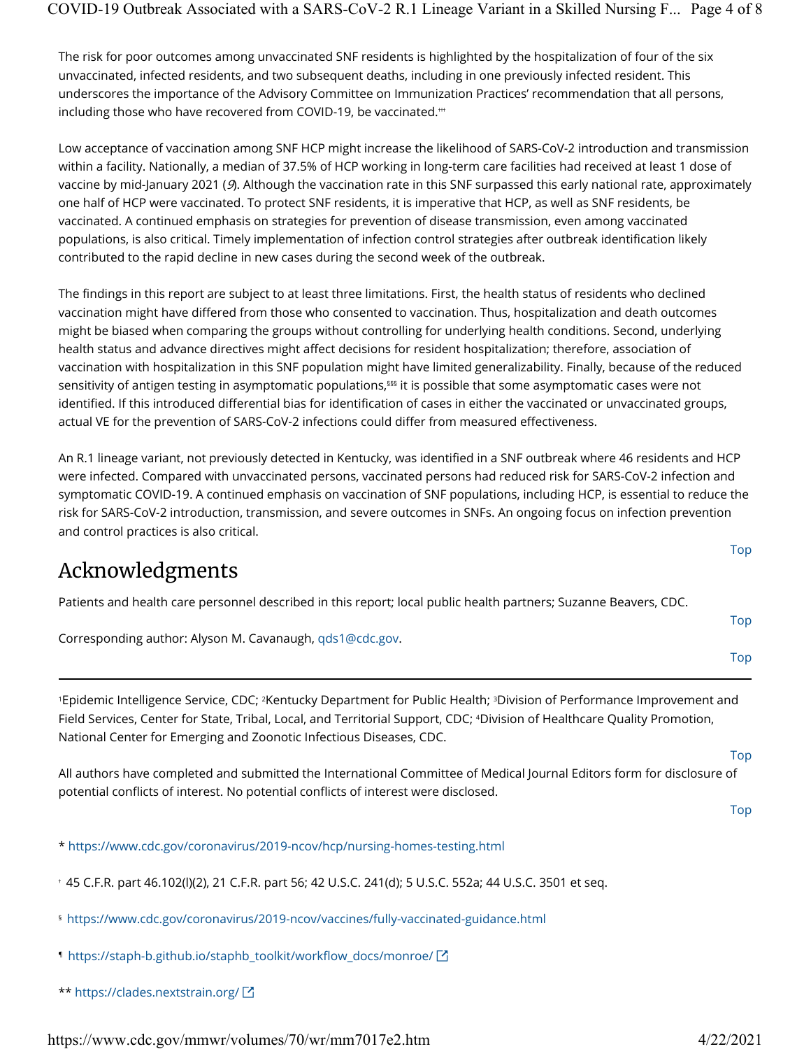The risk for poor outcomes among unvaccinated SNF residents is highlighted by the hospitalization of four of the six unvaccinated, infected residents, and two subsequent deaths, including in one previously infected resident. This underscores the importance of the Advisory Committee on Immunization Practices' recommendation that all persons, including those who have recovered from COVID-19, be vaccinated.[††]

Low acceptance of vaccination among SNF HCP might increase the likelihood of SARS-CoV-2 introduction and transmission within a facility. Nationally, a median of 37.5% of HCP working in long-term care facilities had received at least 1 dose of vaccine by mid-January 2021 (*9*). Although the vaccination rate in this SNF surpassed this early national rate, approximately one half of HCP were vaccinated. To protect SNF residents, it is imperative that HCP, as well as SNF residents, be vaccinated. A continued emphasis on strategies for prevention of disease transmission, even among vaccinated populations, is also critical. Timely implementation of infection control strategies after outbreak identification likely contributed to the rapid decline in new cases during the second week of the outbreak.

The findings in this report are subject to at least three limitations. First, the health status of residents who declined vaccination might have differed from those who consented to vaccination. Thus, hospitalization and death outcomes might be biased when comparing the groups without controlling for underlying health conditions. Second, underlying health status and advance directives might affect decisions for resident hospitalization; therefore, association of vaccination with hospitalization in this SNF population might have limited generalizability. Finally, because of the reduced sensitivity of antigen testing in asymptomatic populations,[§§§] it is possible that some asymptomatic cases were not identified. If this introduced differential bias for identification of cases in either the vaccinated or unvaccinated groups, actual VE for the prevention of SARS-CoV-2 infections could differ from measured effectiveness.

An R.1 lineage variant, not previously detected in Kentucky, was identified in a SNF outbreak where 46 residents and HCP were infected. Compared with unvaccinated persons, vaccinated persons had reduced risk for SARS-CoV-2 infection and symptomatic COVID-19. A continued emphasis on vaccination of SNF populations, including HCP, is essential to reduce the risk for SARS-CoV-2 introduction, transmission, and severe outcomes in SNFs. An ongoing focus on infection prevention and control practices is also critical.

Top

## Acknowledgments

Patients and health care personnel described in this report; local public health partners; Suzanne Beavers, CDC.

Top

Corresponding author: Alyson M. Cavanaugh, qds1@cdc.gov.

Top

---

[1]Epidemic Intelligence Service, CDC; [2]Kentucky Department for Public Health; [3]Division of Performance Improvement and Field Services, Center for State, Tribal, Local, and Territorial Support, CDC; [4]Division of Healthcare Quality Promotion, National Center for Emerging and Zoonotic Infectious Diseases, CDC.

Top

All authors have completed and submitted the International Committee of Medical Journal Editors form for disclosure of potential conflicts of interest. No potential conflicts of interest were disclosed.

Top

* https://www.cdc.gov/coronavirus/2019-ncov/hcp/nursing-homes-testing.html

[†] 45 C.F.R. part 46.102(l)(2), 21 C.F.R. part 56; 42 U.S.C. 241(d); 5 U.S.C. 552a; 44 U.S.C. 3501 et seq.

[§] https://www.cdc.gov/coronavirus/2019-ncov/vaccines/fully-vaccinated-guidance.html

[¶] https://staph-b.github.io/staphb_toolkit/workflow_docs/monroe/

** https://clades.nextstrain.org/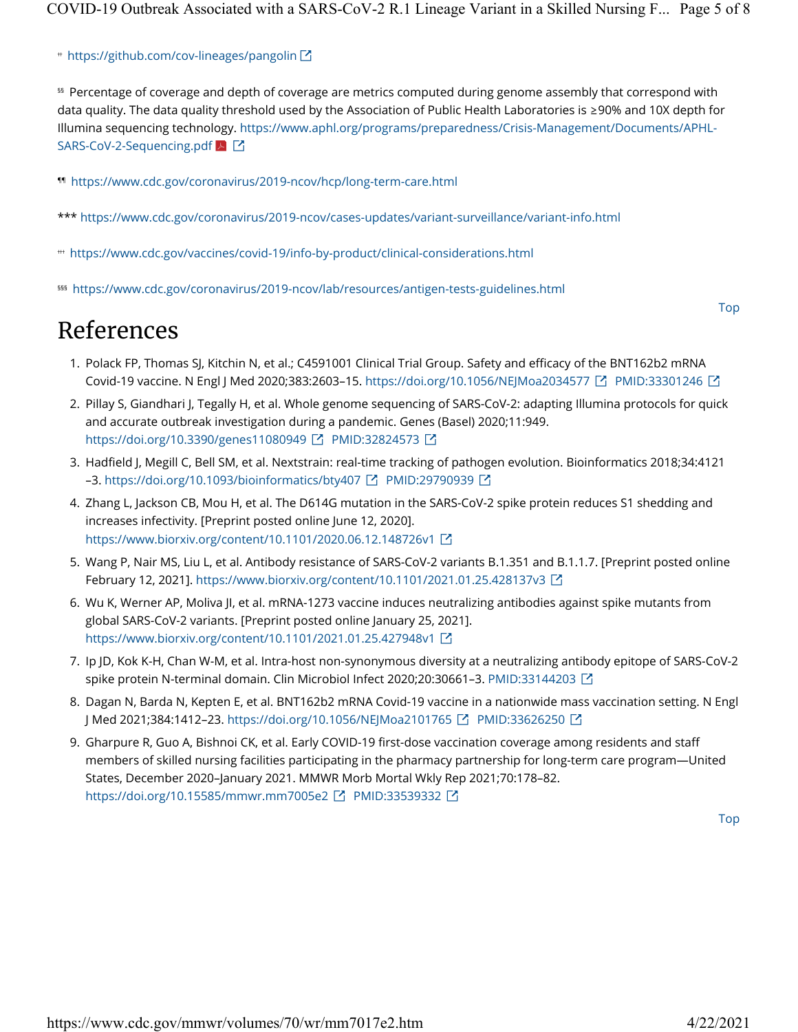†† https://github.com/cov-lineages/pangolin

§§ Percentage of coverage and depth of coverage are metrics computed during genome assembly that correspond with data quality. The data quality threshold used by the Association of Public Health Laboratories is ≥90% and 10X depth for Illumina sequencing technology. https://www.aphl.org/programs/preparedness/Crisis-Management/Documents/APHL-SARS-CoV-2-Sequencing.pdf

¶¶ https://www.cdc.gov/coronavirus/2019-ncov/hcp/long-term-care.html

*** https://www.cdc.gov/coronavirus/2019-ncov/cases-updates/variant-surveillance/variant-info.html

††† https://www.cdc.gov/vaccines/covid-19/info-by-product/clinical-considerations.html

§§§ https://www.cdc.gov/coronavirus/2019-ncov/lab/resources/antigen-tests-guidelines.html

# References

1. Polack FP, Thomas SJ, Kitchin N, et al.; C4591001 Clinical Trial Group. Safety and efficacy of the BNT162b2 mRNA Covid-19 vaccine. N Engl J Med 2020;383:2603–15. https://doi.org/10.1056/NEJMoa2034577 PMID:33301246
2. Pillay S, Giandhari J, Tegally H, et al. Whole genome sequencing of SARS-CoV-2: adapting Illumina protocols for quick and accurate outbreak investigation during a pandemic. Genes (Basel) 2020;11:949. https://doi.org/10.3390/genes11080949 PMID:32824573
3. Hadfield J, Megill C, Bell SM, et al. Nextstrain: real-time tracking of pathogen evolution. Bioinformatics 2018;34:4121–3. https://doi.org/10.1093/bioinformatics/bty407 PMID:29790939
4. Zhang L, Jackson CB, Mou H, et al. The D614G mutation in the SARS-CoV-2 spike protein reduces S1 shedding and increases infectivity. [Preprint posted online June 12, 2020]. https://www.biorxiv.org/content/10.1101/2020.06.12.148726v1
5. Wang P, Nair MS, Liu L, et al. Antibody resistance of SARS-CoV-2 variants B.1.351 and B.1.1.7. [Preprint posted online February 12, 2021]. https://www.biorxiv.org/content/10.1101/2021.01.25.428137v3
6. Wu K, Werner AP, Moliva JI, et al. mRNA-1273 vaccine induces neutralizing antibodies against spike mutants from global SARS-CoV-2 variants. [Preprint posted online January 25, 2021]. https://www.biorxiv.org/content/10.1101/2021.01.25.427948v1
7. Ip JD, Kok K-H, Chan W-M, et al. Intra-host non-synonymous diversity at a neutralizing antibody epitope of SARS-CoV-2 spike protein N-terminal domain. Clin Microbiol Infect 2020;20:30661–3. PMID:33144203
8. Dagan N, Barda N, Kepten E, et al. BNT162b2 mRNA Covid-19 vaccine in a nationwide mass vaccination setting. N Engl J Med 2021;384:1412–23. https://doi.org/10.1056/NEJMoa2101765 PMID:33626250
9. Gharpure R, Guo A, Bishnoi CK, et al. Early COVID-19 first-dose vaccination coverage among residents and staff members of skilled nursing facilities participating in the pharmacy partnership for long-term care program—United States, December 2020–January 2021. MMWR Morb Mortal Wkly Rep 2021;70:178–82. https://doi.org/10.15585/mmwr.mm7005e2 PMID:33539332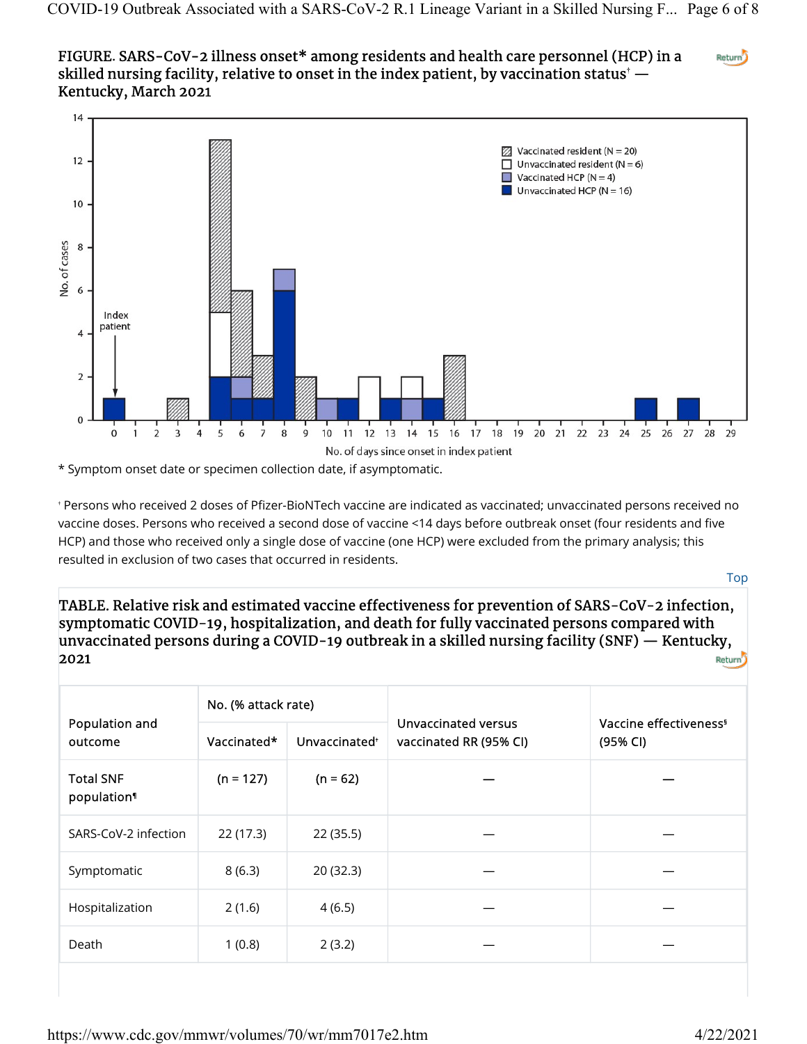**FIGURE. SARS-CoV-2 illness onset* among residents and health care personnel (HCP) in a skilled nursing facility, relative to onset in the index patient, by vaccination status† — Kentucky, March 2021**

\* Symptom onset date or specimen collection date, if asymptomatic.

† Persons who received 2 doses of Pfizer-BioNTech vaccine are indicated as vaccinated; unvaccinated persons received no vaccine doses. Persons who received a second dose of vaccine <14 days before outbreak onset (four residents and five HCP) and those who received only a single dose of vaccine (one HCP) were excluded from the primary analysis; this resulted in exclusion of two cases that occurred in residents.

**TABLE. Relative risk and estimated vaccine effectiveness for prevention of SARS-CoV-2 infection, symptomatic COVID-19, hospitalization, and death for fully vaccinated persons compared with unvaccinated persons during a COVID-19 outbreak in a skilled nursing facility (SNF) — Kentucky, 2021**

| Population and outcome | No. (% attack rate) | | Unvaccinated versus vaccinated RR (95% CI) | Vaccine effectiveness§ (95% CI) |
|---|---|---|---|---|
| | Vaccinated* | Unvaccinated† | | |
| Total SNF population¶ | (n = 127) | (n = 62) | — | — |
| SARS-CoV-2 infection | 22 (17.3) | 22 (35.5) | — | — |
| Symptomatic | 8 (6.3) | 20 (32.3) | — | — |
| Hospitalization | 2 (1.6) | 4 (6.5) | — | — |
| Death | 1 (0.8) | 2 (3.2) | — | — |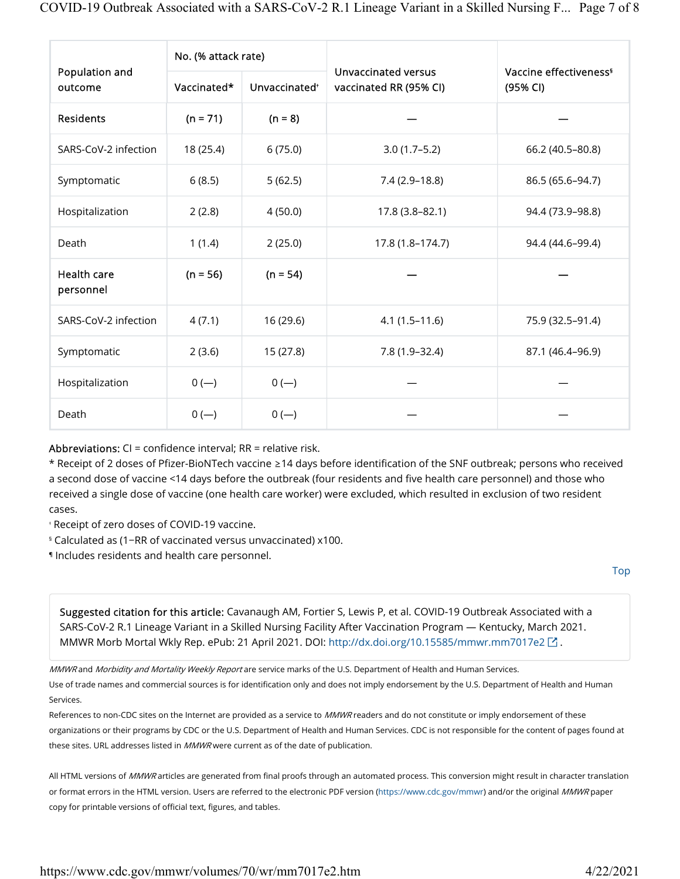| Population and outcome | No. (% attack rate) | | Unvaccinated versus vaccinated RR (95% CI) | Vaccine effectiveness[§] (95% CI) |
|---|---|---|---|---|
| | Vaccinated* | Unvaccinated[†] | | |
| Residents | (n = 71) | (n = 8) | — | — |
| SARS-CoV-2 infection | 18 (25.4) | 6 (75.0) | 3.0 (1.7–5.2) | 66.2 (40.5–80.8) |
| Symptomatic | 6 (8.5) | 5 (62.5) | 7.4 (2.9–18.8) | 86.5 (65.6–94.7) |
| Hospitalization | 2 (2.8) | 4 (50.0) | 17.8 (3.8–82.1) | 94.4 (73.9–98.8) |
| Death | 1 (1.4) | 2 (25.0) | 17.8 (1.8–174.7) | 94.4 (44.6–99.4) |
| Health care personnel | (n = 56) | (n = 54) | — | — |
| SARS-CoV-2 infection | 4 (7.1) | 16 (29.6) | 4.1 (1.5–11.6) | 75.9 (32.5–91.4) |
| Symptomatic | 2 (3.6) | 15 (27.8) | 7.8 (1.9–32.4) | 87.1 (46.4–96.9) |
| Hospitalization | 0 (—) | 0 (—) | — | — |
| Death | 0 (—) | 0 (—) | — | — |

**Abbreviations:** CI = confidence interval; RR = relative risk.

* Receipt of 2 doses of Pfizer-BioNTech vaccine ≥14 days before identification of the SNF outbreak; persons who received a second dose of vaccine <14 days before the outbreak (four residents and five health care personnel) and those who received a single dose of vaccine (one health care worker) were excluded, which resulted in exclusion of two resident cases.

[†] Receipt of zero doses of COVID-19 vaccine.

[§] Calculated as (1−RR of vaccinated versus unvaccinated) x100.

[¶] Includes residents and health care personnel.

Top

**Suggested citation for this article:** Cavanaugh AM, Fortier S, Lewis P, et al. COVID-19 Outbreak Associated with a SARS-CoV-2 R.1 Lineage Variant in a Skilled Nursing Facility After Vaccination Program — Kentucky, March 2021. MMWR Morb Mortal Wkly Rep. ePub: 21 April 2021. DOI: http://dx.doi.org/10.15585/mmwr.mm7017e2.

*MMWR* and *Morbidity and Mortality Weekly Report* are service marks of the U.S. Department of Health and Human Services.

Use of trade names and commercial sources is for identification only and does not imply endorsement by the U.S. Department of Health and Human Services.

References to non-CDC sites on the Internet are provided as a service to *MMWR* readers and do not constitute or imply endorsement of these organizations or their programs by CDC or the U.S. Department of Health and Human Services. CDC is not responsible for the content of pages found at these sites. URL addresses listed in *MMWR* were current as of the date of publication.

All HTML versions of *MMWR* articles are generated from final proofs through an automated process. This conversion might result in character translation or format errors in the HTML version. Users are referred to the electronic PDF version (https://www.cdc.gov/mmwr) and/or the original *MMWR* paper copy for printable versions of official text, figures, and tables.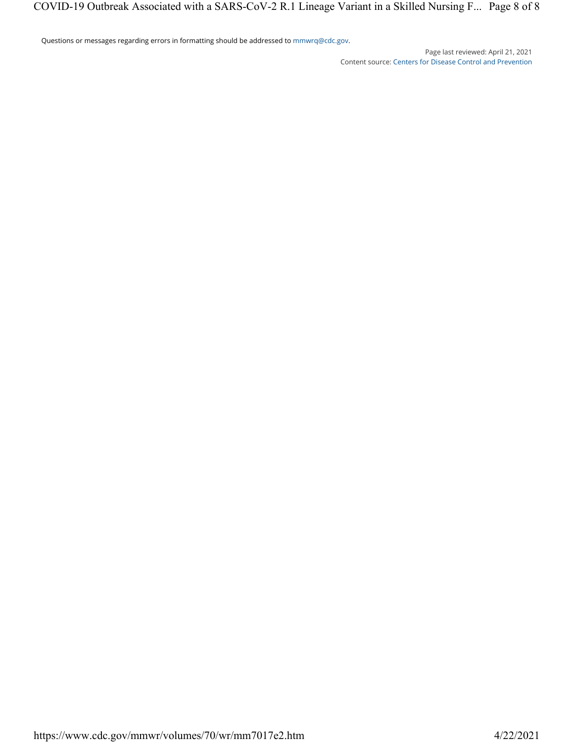Questions or messages regarding errors in formatting should be addressed to mmwrq@cdc.gov.

Page last reviewed: April 21, 2021
Content source: Centers for Disease Control and Prevention